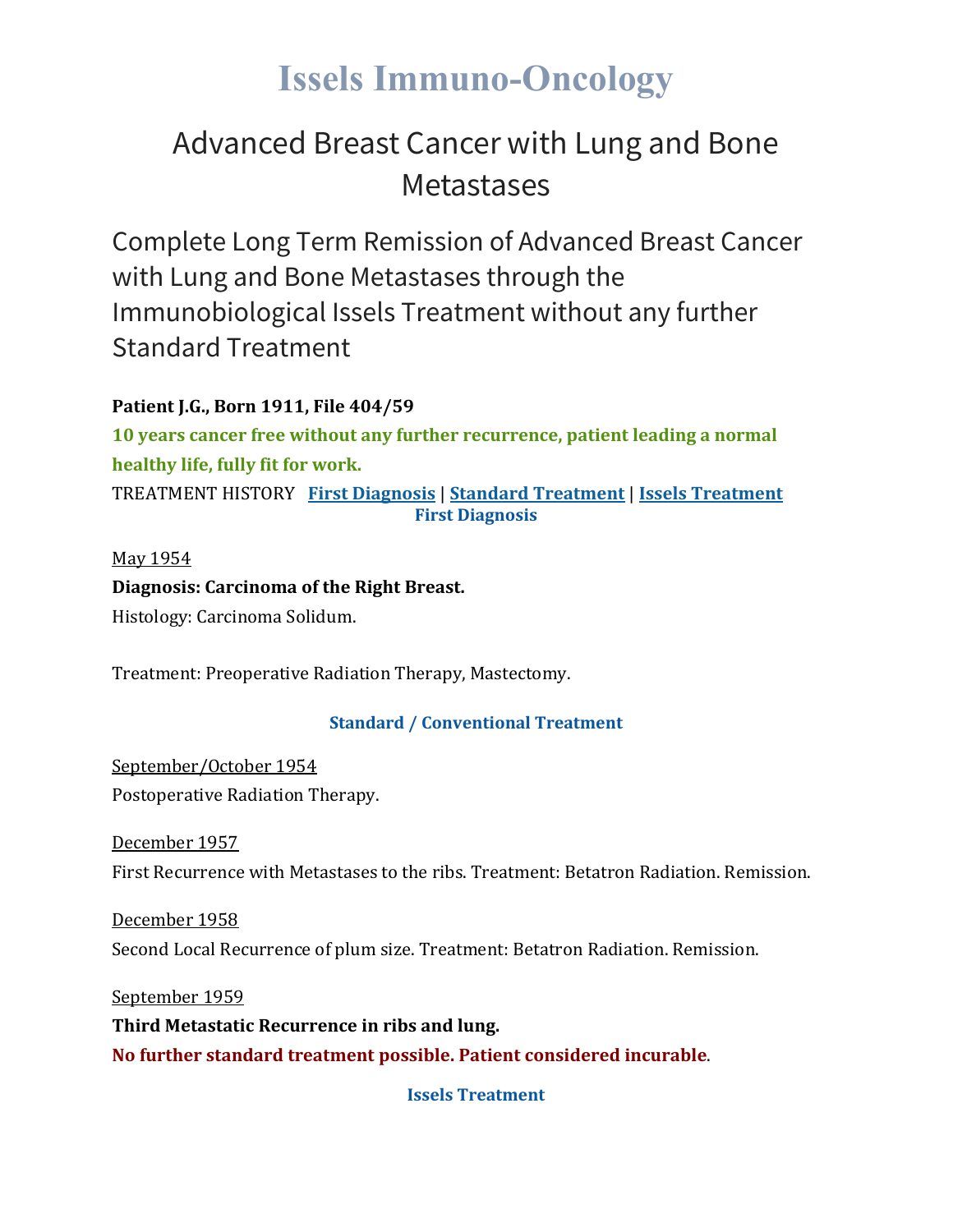# Issels Immuno-Oncology

## Advanced Breast Cancer with Lung and Bone Metastases

## Complete Long Term Remission of Advanced Breast Cancer with Lung and Bone Metastases through the Immunobiological Issels Treatment without any further Standard Treatment

**Patient J.G., Born 1911, File 404/59**

**10 years cancer free without any further recurrence, patient leading a normal healthy life, fully fit for work.**

TREATMENT HISTORY **First Diagnosis** | **Standard Treatment** | **Issels Treatment**

**First Diagnosis**

May 1954

**Diagnosis: Carcinoma of the Right Breast.**

Histology: Carcinoma Solidum.

Treatment: Preoperative Radiation Therapy, Mastectomy.

**Standard / Conventional Treatment**

September/October 1954

Postoperative Radiation Therapy.

December 1957

First Recurrence with Metastases to the ribs. Treatment: Betatron Radiation. Remission.

December 1958

Second Local Recurrence of plum size. Treatment: Betatron Radiation. Remission.

September 1959

**Third Metastatic Recurrence in ribs and lung.**

**No further standard treatment possible. Patient considered incurable.**

**Issels Treatment**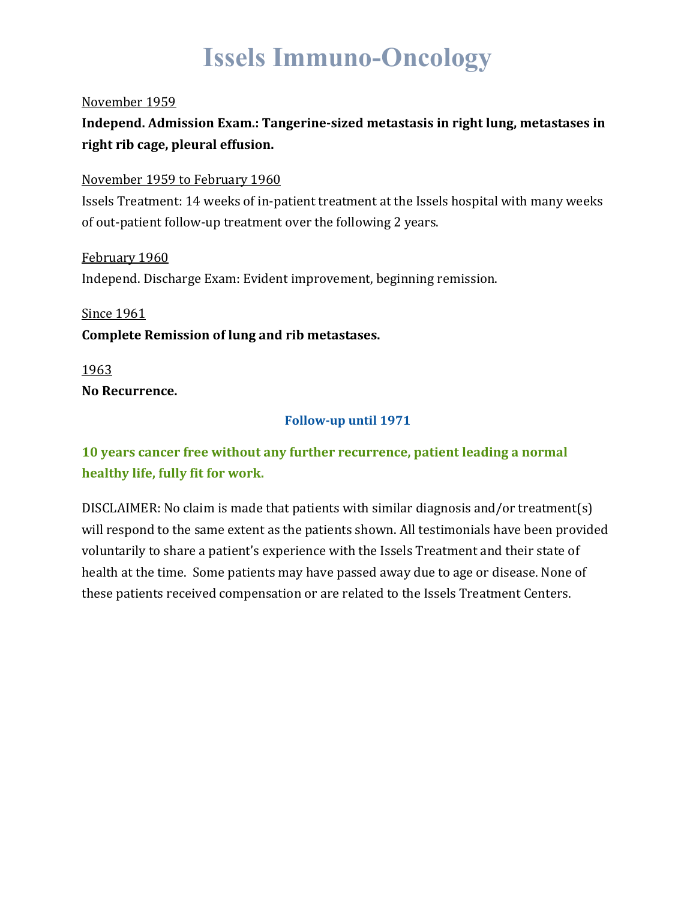# Issels Immuno-Oncology

November 1959

**Independ. Admission Exam.: Tangerine-sized metastasis in right lung, metastases in right rib cage, pleural effusion.**

November 1959 to February 1960

Issels Treatment: 14 weeks of in-patient treatment at the Issels hospital with many weeks of out-patient follow-up treatment over the following 2 years.

February 1960

Independ. Discharge Exam: Evident improvement, beginning remission.

Since 1961

**Complete Remission of lung and rib metastases.**

1963

**No Recurrence.**

**Follow-up until 1971**

**10 years cancer free without any further recurrence, patient leading a normal healthy life, fully fit for work.**

DISCLAIMER: No claim is made that patients with similar diagnosis and/or treatment(s) will respond to the same extent as the patients shown. All testimonials have been provided voluntarily to share a patient's experience with the Issels Treatment and their state of health at the time. Some patients may have passed away due to age or disease. None of these patients received compensation or are related to the Issels Treatment Centers.